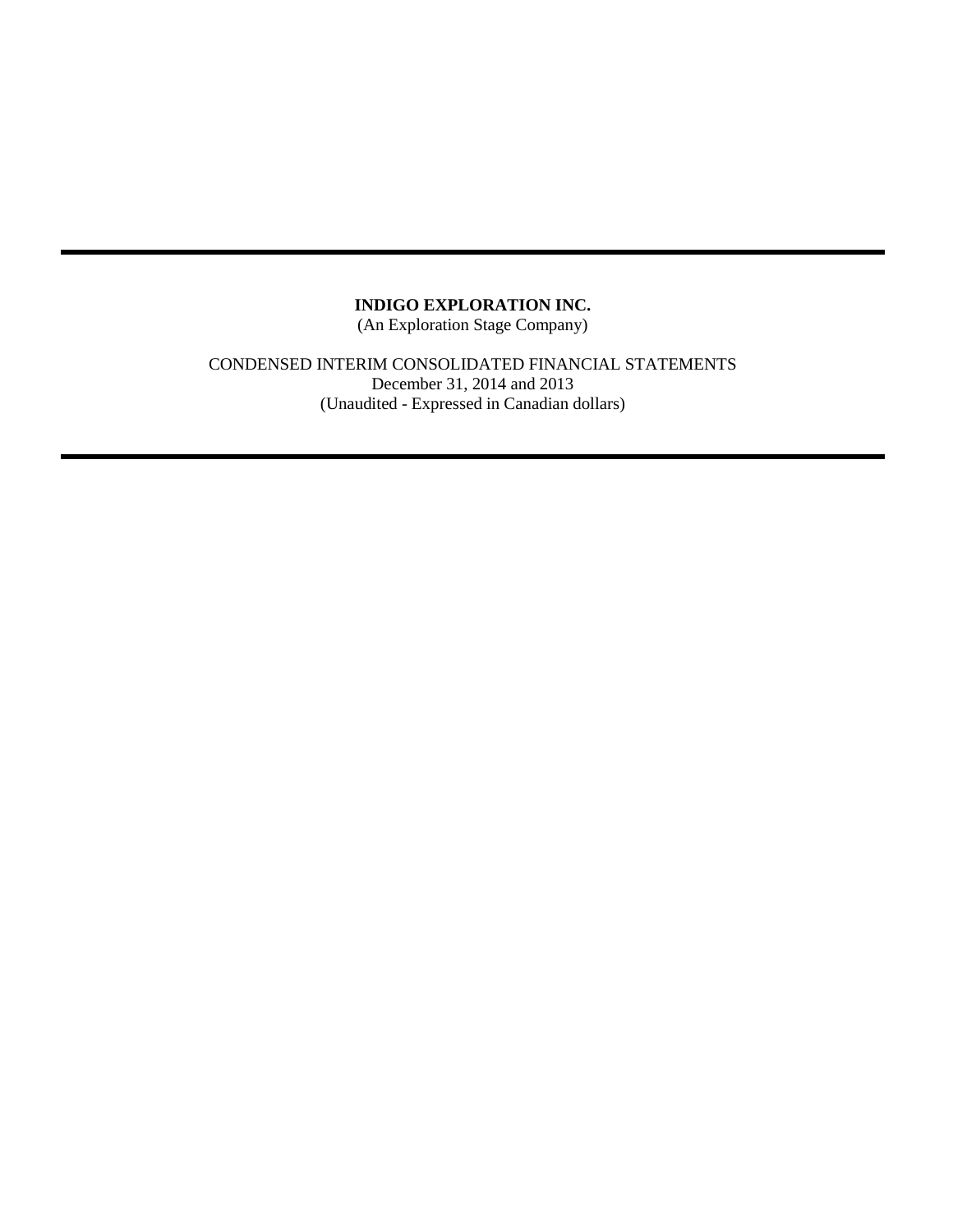---

**INDIGO EXPLORATION INC.**
(An Exploration Stage Company)

CONDENSED INTERIM CONSOLIDATED FINANCIAL STATEMENTS
December 31, 2014 and 2013
(Unaudited - Expressed in Canadian dollars)

---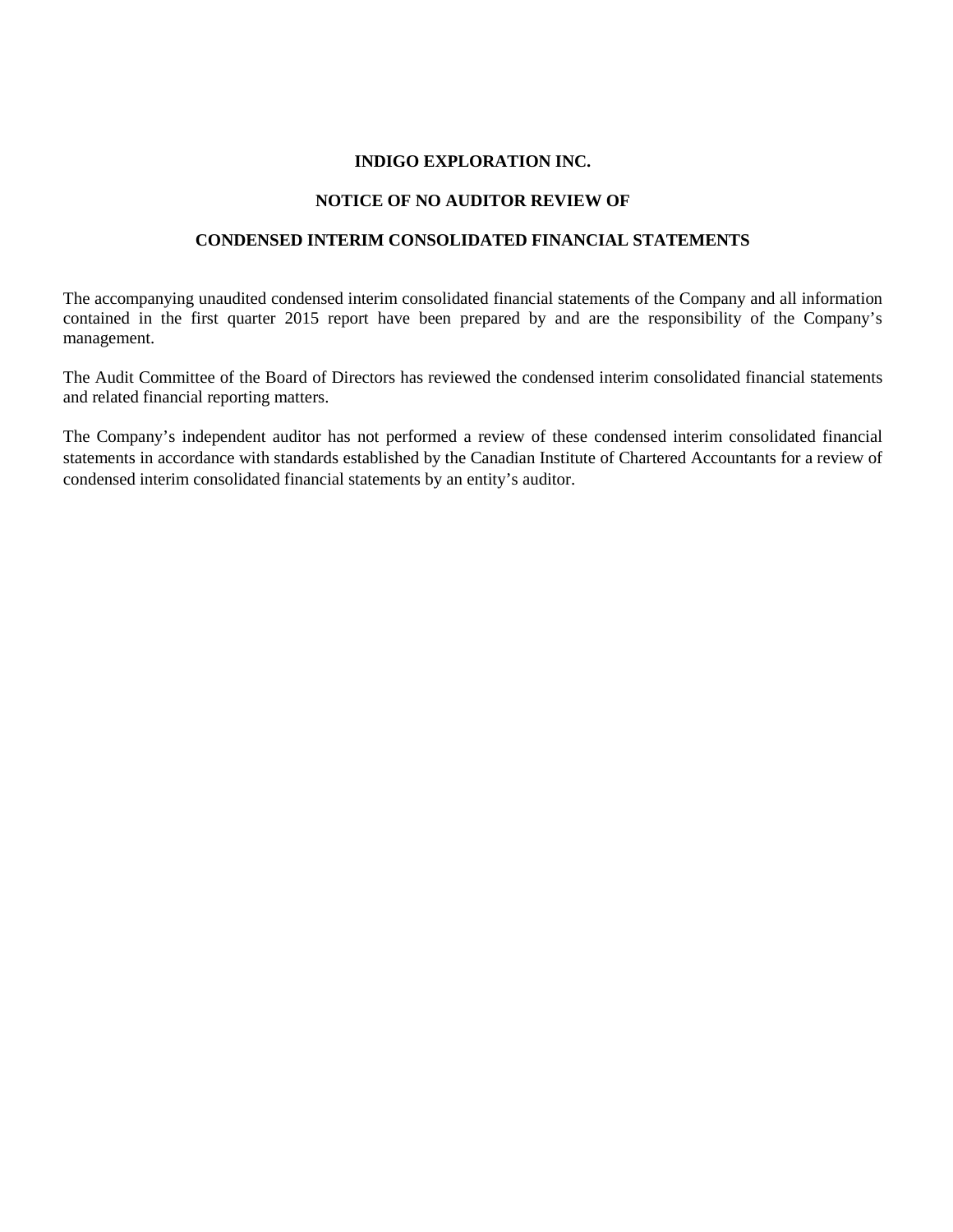# INDIGO EXPLORATION INC.

## NOTICE OF NO AUDITOR REVIEW OF

## CONDENSED INTERIM CONSOLIDATED FINANCIAL STATEMENTS

The accompanying unaudited condensed interim consolidated financial statements of the Company and all information contained in the first quarter 2015 report have been prepared by and are the responsibility of the Company's management.

The Audit Committee of the Board of Directors has reviewed the condensed interim consolidated financial statements and related financial reporting matters.

The Company's independent auditor has not performed a review of these condensed interim consolidated financial statements in accordance with standards established by the Canadian Institute of Chartered Accountants for a review of condensed interim consolidated financial statements by an entity's auditor.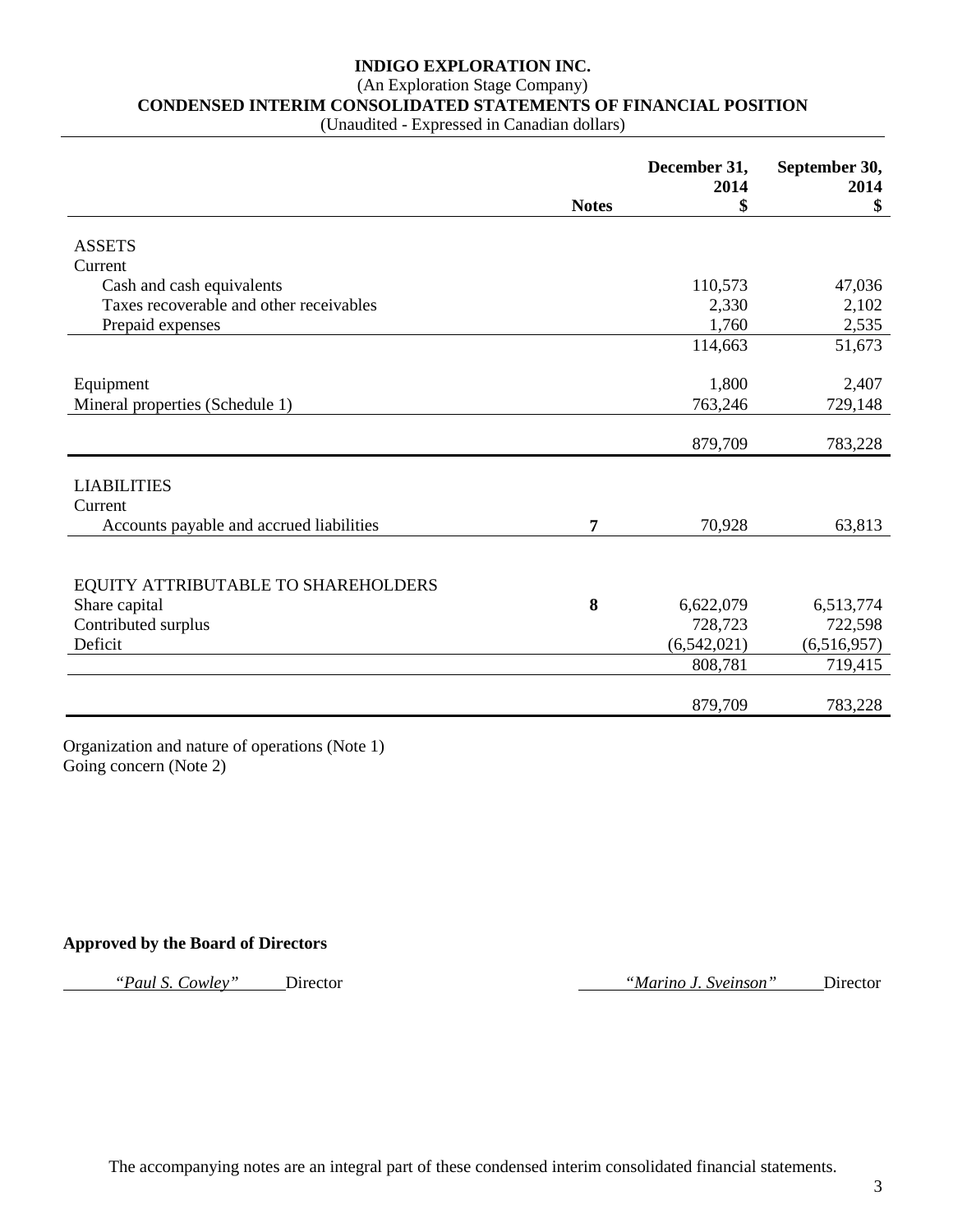**INDIGO EXPLORATION INC.**
(An Exploration Stage Company)
**CONDENSED INTERIM CONSOLIDATED STATEMENTS OF FINANCIAL POSITION**
(Unaudited - Expressed in Canadian dollars)

| | Notes | December 31, 2014 $ | September 30, 2014 $ |
|---|---|---|---|
| ASSETS | | | |
| Current | | | |
| Cash and cash equivalents | | 110,573 | 47,036 |
| Taxes recoverable and other receivables | | 2,330 | 2,102 |
| Prepaid expenses | | 1,760 | 2,535 |
| | | 114,663 | 51,673 |
| Equipment | | 1,800 | 2,407 |
| Mineral properties (Schedule 1) | | 763,246 | 729,148 |
| | | 879,709 | 783,228 |
| LIABILITIES | | | |
| Current | | | |
| Accounts payable and accrued liabilities | 7 | 70,928 | 63,813 |
| EQUITY ATTRIBUTABLE TO SHAREHOLDERS | | | |
| Share capital | 8 | 6,622,079 | 6,513,774 |
| Contributed surplus | | 728,723 | 722,598 |
| Deficit | | (6,542,021) | (6,516,957) |
| | | 808,781 | 719,415 |
| | | 879,709 | 783,228 |

Organization and nature of operations (Note 1)
Going concern (Note 2)

**Approved by the Board of Directors**

*"Paul S. Cowley"* Director          *"Marino J. Sveinson"* Director

The accompanying notes are an integral part of these condensed interim consolidated financial statements.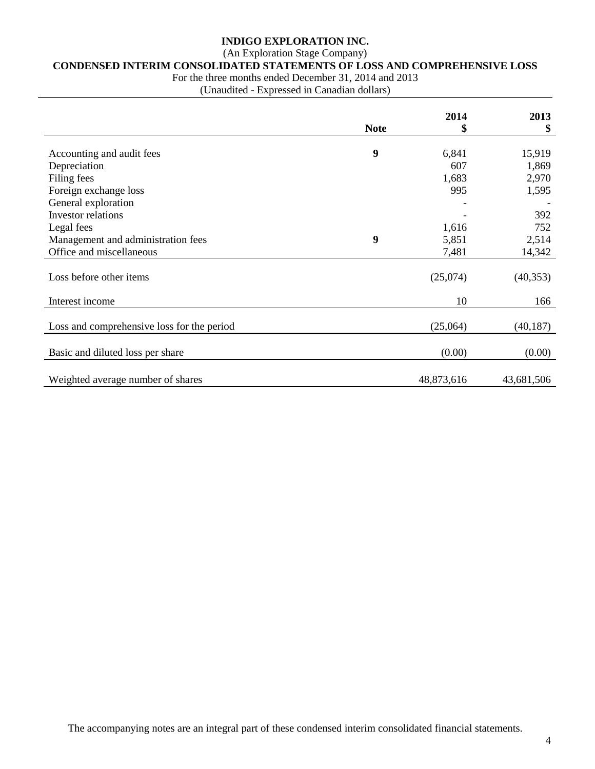**INDIGO EXPLORATION INC.**

(An Exploration Stage Company)

**CONDENSED INTERIM CONSOLIDATED STATEMENTS OF LOSS AND COMPREHENSIVE LOSS**

For the three months ended December 31, 2014 and 2013

(Unaudited - Expressed in Canadian dollars)

| | Note | 2014<br>$ | 2013<br>$ |
|---|---|---|---|
| Accounting and audit fees | 9 | 6,841 | 15,919 |
| Depreciation | | 607 | 1,869 |
| Filing fees | | 1,683 | 2,970 |
| Foreign exchange loss | | 995 | 1,595 |
| General exploration | | - | - |
| Investor relations | | - | 392 |
| Legal fees | | 1,616 | 752 |
| Management and administration fees | 9 | 5,851 | 2,514 |
| Office and miscellaneous | | 7,481 | 14,342 |
| Loss before other items | | (25,074) | (40,353) |
| Interest income | | 10 | 166 |
| Loss and comprehensive loss for the period | | (25,064) | (40,187) |
| Basic and diluted loss per share | | (0.00) | (0.00) |
| Weighted average number of shares | | 48,873,616 | 43,681,506 |

The accompanying notes are an integral part of these condensed interim consolidated financial statements.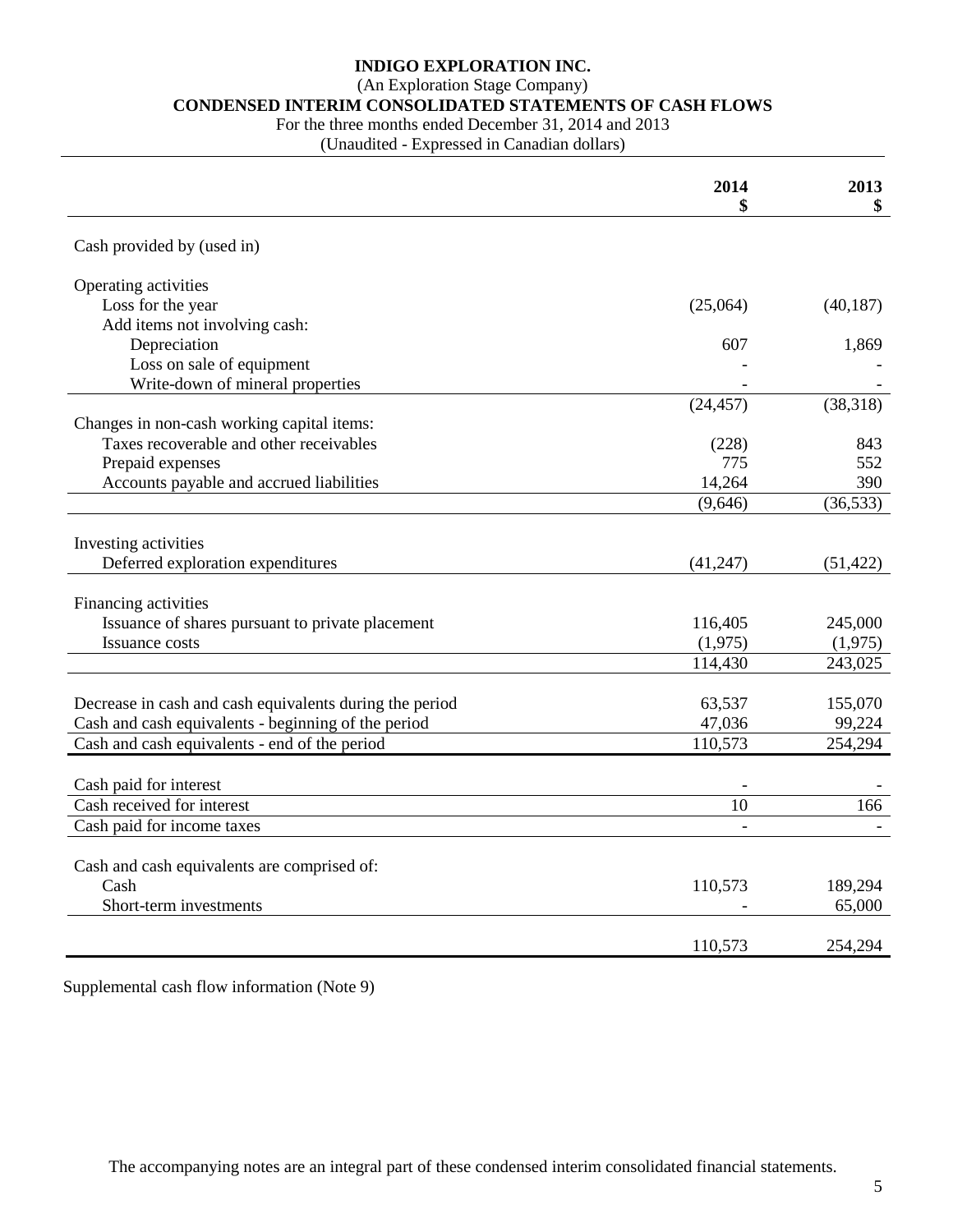**INDIGO EXPLORATION INC.**
(An Exploration Stage Company)
**CONDENSED INTERIM CONSOLIDATED STATEMENTS OF CASH FLOWS**
For the three months ended December 31, 2014 and 2013
(Unaudited - Expressed in Canadian dollars)

| | 2014 $ | 2013 $ |
|---|---|---|
| Cash provided by (used in) | | |
| Operating activities | | |
| Loss for the year | (25,064) | (40,187) |
| Add items not involving cash: | | |
| Depreciation | 607 | 1,869 |
| Loss on sale of equipment | - | - |
| Write-down of mineral properties | - | - |
| | (24,457) | (38,318) |
| Changes in non-cash working capital items: | | |
| Taxes recoverable and other receivables | (228) | 843 |
| Prepaid expenses | 775 | 552 |
| Accounts payable and accrued liabilities | 14,264 | 390 |
| | (9,646) | (36,533) |
| Investing activities | | |
| Deferred exploration expenditures | (41,247) | (51,422) |
| Financing activities | | |
| Issuance of shares pursuant to private placement | 116,405 | 245,000 |
| Issuance costs | (1,975) | (1,975) |
| | 114,430 | 243,025 |
| Decrease in cash and cash equivalents during the period | 63,537 | 155,070 |
| Cash and cash equivalents - beginning of the period | 47,036 | 99,224 |
| Cash and cash equivalents - end of the period | 110,573 | 254,294 |
| Cash paid for interest | - | - |
| Cash received for interest | 10 | 166 |
| Cash paid for income taxes | - | - |
| Cash and cash equivalents are comprised of: | | |
| Cash | 110,573 | 189,294 |
| Short-term investments | - | 65,000 |
| | 110,573 | 254,294 |

Supplemental cash flow information (Note 9)

The accompanying notes are an integral part of these condensed interim consolidated financial statements.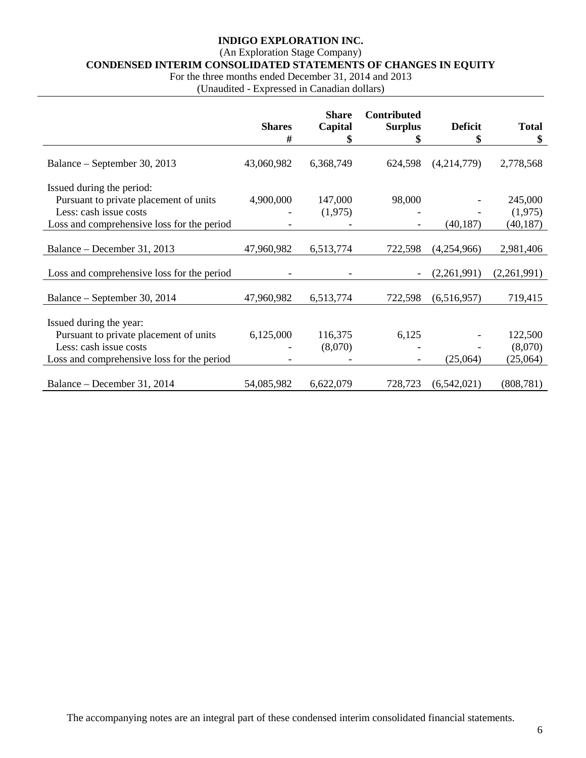**INDIGO EXPLORATION INC.**
(An Exploration Stage Company)
**CONDENSED INTERIM CONSOLIDATED STATEMENTS OF CHANGES IN EQUITY**
For the three months ended December 31, 2014 and 2013
(Unaudited - Expressed in Canadian dollars)

| | **Shares** # | **Share Capital** $ | **Contributed Surplus** $ | **Deficit** $ | **Total** $ |
|---|---|---|---|---|---|
| Balance – September 30, 2013 | 43,060,982 | 6,368,749 | 624,598 | (4,214,779) | 2,778,568 |
| Issued during the period: | | | | | |
| Pursuant to private placement of units | 4,900,000 | 147,000 | 98,000 | - | 245,000 |
| Less: cash issue costs | - | (1,975) | - | - | (1,975) |
| Loss and comprehensive loss for the period | - | - | - | (40,187) | (40,187) |
| Balance – December 31, 2013 | 47,960,982 | 6,513,774 | 722,598 | (4,254,966) | 2,981,406 |
| Loss and comprehensive loss for the period | - | - | - | (2,261,991) | (2,261,991) |
| Balance – September 30, 2014 | 47,960,982 | 6,513,774 | 722,598 | (6,516,957) | 719,415 |
| Issued during the year: | | | | | |
| Pursuant to private placement of units | 6,125,000 | 116,375 | 6,125 | - | 122,500 |
| Less: cash issue costs | - | (8,070) | - | - | (8,070) |
| Loss and comprehensive loss for the period | - | - | - | (25,064) | (25,064) |
| Balance – December 31, 2014 | 54,085,982 | 6,622,079 | 728,723 | (6,542,021) | (808,781) |

The accompanying notes are an integral part of these condensed interim consolidated financial statements.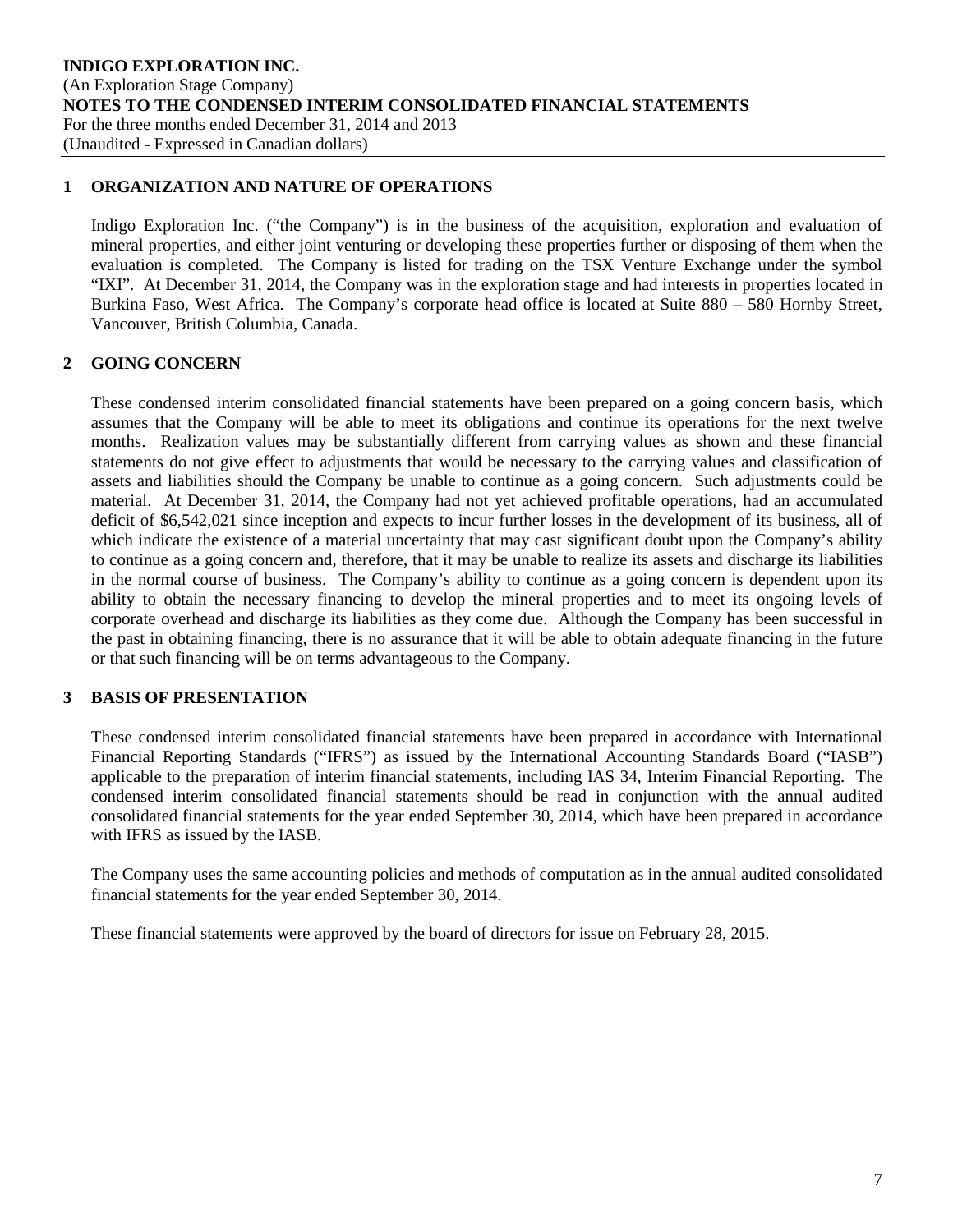## 1 ORGANIZATION AND NATURE OF OPERATIONS

Indigo Exploration Inc. ("the Company") is in the business of the acquisition, exploration and evaluation of mineral properties, and either joint venturing or developing these properties further or disposing of them when the evaluation is completed. The Company is listed for trading on the TSX Venture Exchange under the symbol "IXI". At December 31, 2014, the Company was in the exploration stage and had interests in properties located in Burkina Faso, West Africa. The Company's corporate head office is located at Suite 880 – 580 Hornby Street, Vancouver, British Columbia, Canada.

## 2 GOING CONCERN

These condensed interim consolidated financial statements have been prepared on a going concern basis, which assumes that the Company will be able to meet its obligations and continue its operations for the next twelve months. Realization values may be substantially different from carrying values as shown and these financial statements do not give effect to adjustments that would be necessary to the carrying values and classification of assets and liabilities should the Company be unable to continue as a going concern. Such adjustments could be material. At December 31, 2014, the Company had not yet achieved profitable operations, had an accumulated deficit of $6,542,021 since inception and expects to incur further losses in the development of its business, all of which indicate the existence of a material uncertainty that may cast significant doubt upon the Company's ability to continue as a going concern and, therefore, that it may be unable to realize its assets and discharge its liabilities in the normal course of business. The Company's ability to continue as a going concern is dependent upon its ability to obtain the necessary financing to develop the mineral properties and to meet its ongoing levels of corporate overhead and discharge its liabilities as they come due. Although the Company has been successful in the past in obtaining financing, there is no assurance that it will be able to obtain adequate financing in the future or that such financing will be on terms advantageous to the Company.

## 3 BASIS OF PRESENTATION

These condensed interim consolidated financial statements have been prepared in accordance with International Financial Reporting Standards ("IFRS") as issued by the International Accounting Standards Board ("IASB") applicable to the preparation of interim financial statements, including IAS 34, Interim Financial Reporting. The condensed interim consolidated financial statements should be read in conjunction with the annual audited consolidated financial statements for the year ended September 30, 2014, which have been prepared in accordance with IFRS as issued by the IASB.

The Company uses the same accounting policies and methods of computation as in the annual audited consolidated financial statements for the year ended September 30, 2014.

These financial statements were approved by the board of directors for issue on February 28, 2015.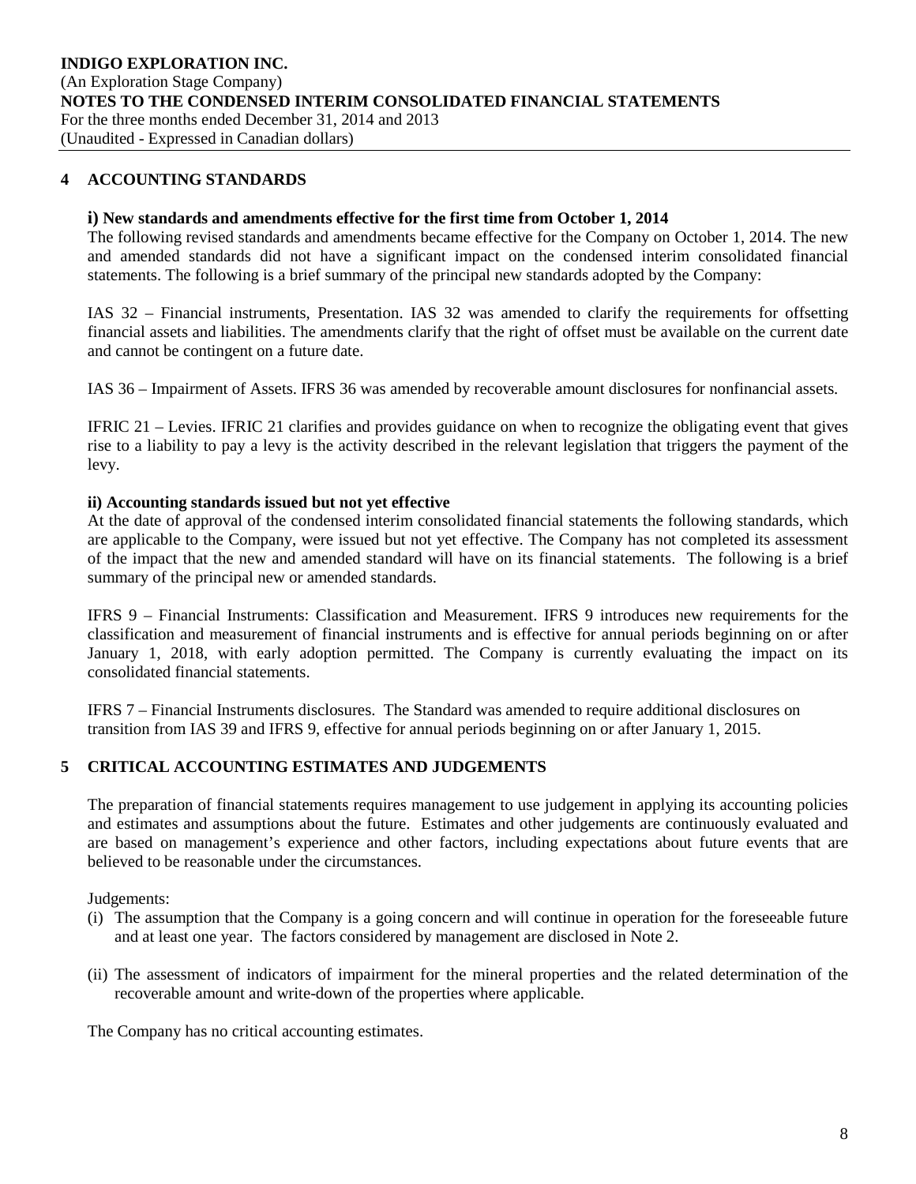## 4 ACCOUNTING STANDARDS

### i) New standards and amendments effective for the first time from October 1, 2014

The following revised standards and amendments became effective for the Company on October 1, 2014. The new and amended standards did not have a significant impact on the condensed interim consolidated financial statements. The following is a brief summary of the principal new standards adopted by the Company:

IAS 32 – Financial instruments, Presentation. IAS 32 was amended to clarify the requirements for offsetting financial assets and liabilities. The amendments clarify that the right of offset must be available on the current date and cannot be contingent on a future date.

IAS 36 – Impairment of Assets. IFRS 36 was amended by recoverable amount disclosures for nonfinancial assets.

IFRIC 21 – Levies. IFRIC 21 clarifies and provides guidance on when to recognize the obligating event that gives rise to a liability to pay a levy is the activity described in the relevant legislation that triggers the payment of the levy.

### ii) Accounting standards issued but not yet effective

At the date of approval of the condensed interim consolidated financial statements the following standards, which are applicable to the Company, were issued but not yet effective. The Company has not completed its assessment of the impact that the new and amended standard will have on its financial statements. The following is a brief summary of the principal new or amended standards.

IFRS 9 – Financial Instruments: Classification and Measurement. IFRS 9 introduces new requirements for the classification and measurement of financial instruments and is effective for annual periods beginning on or after January 1, 2018, with early adoption permitted. The Company is currently evaluating the impact on its consolidated financial statements.

IFRS 7 – Financial Instruments disclosures. The Standard was amended to require additional disclosures on transition from IAS 39 and IFRS 9, effective for annual periods beginning on or after January 1, 2015.

## 5 CRITICAL ACCOUNTING ESTIMATES AND JUDGEMENTS

The preparation of financial statements requires management to use judgement in applying its accounting policies and estimates and assumptions about the future. Estimates and other judgements are continuously evaluated and are based on management's experience and other factors, including expectations about future events that are believed to be reasonable under the circumstances.

Judgements:

(i) The assumption that the Company is a going concern and will continue in operation for the foreseeable future and at least one year. The factors considered by management are disclosed in Note 2.

(ii) The assessment of indicators of impairment for the mineral properties and the related determination of the recoverable amount and write-down of the properties where applicable.

The Company has no critical accounting estimates.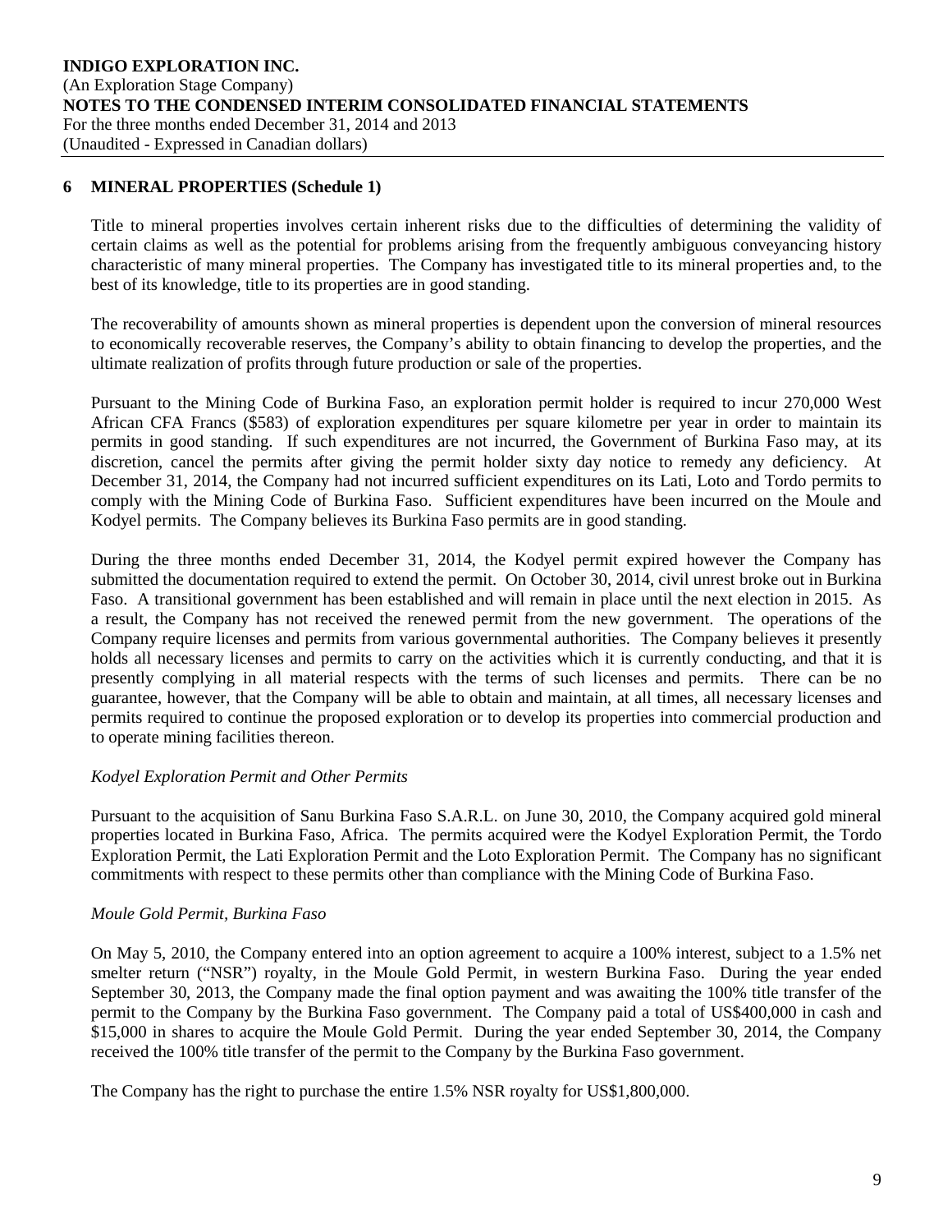## 6 MINERAL PROPERTIES (Schedule 1)

Title to mineral properties involves certain inherent risks due to the difficulties of determining the validity of certain claims as well as the potential for problems arising from the frequently ambiguous conveyancing history characteristic of many mineral properties. The Company has investigated title to its mineral properties and, to the best of its knowledge, title to its properties are in good standing.

The recoverability of amounts shown as mineral properties is dependent upon the conversion of mineral resources to economically recoverable reserves, the Company's ability to obtain financing to develop the properties, and the ultimate realization of profits through future production or sale of the properties.

Pursuant to the Mining Code of Burkina Faso, an exploration permit holder is required to incur 270,000 West African CFA Francs ($583) of exploration expenditures per square kilometre per year in order to maintain its permits in good standing. If such expenditures are not incurred, the Government of Burkina Faso may, at its discretion, cancel the permits after giving the permit holder sixty day notice to remedy any deficiency. At December 31, 2014, the Company had not incurred sufficient expenditures on its Lati, Loto and Tordo permits to comply with the Mining Code of Burkina Faso. Sufficient expenditures have been incurred on the Moule and Kodyel permits. The Company believes its Burkina Faso permits are in good standing.

During the three months ended December 31, 2014, the Kodyel permit expired however the Company has submitted the documentation required to extend the permit. On October 30, 2014, civil unrest broke out in Burkina Faso. A transitional government has been established and will remain in place until the next election in 2015. As a result, the Company has not received the renewed permit from the new government. The operations of the Company require licenses and permits from various governmental authorities. The Company believes it presently holds all necessary licenses and permits to carry on the activities which it is currently conducting, and that it is presently complying in all material respects with the terms of such licenses and permits. There can be no guarantee, however, that the Company will be able to obtain and maintain, at all times, all necessary licenses and permits required to continue the proposed exploration or to develop its properties into commercial production and to operate mining facilities thereon.

*Kodyel Exploration Permit and Other Permits*

Pursuant to the acquisition of Sanu Burkina Faso S.A.R.L. on June 30, 2010, the Company acquired gold mineral properties located in Burkina Faso, Africa. The permits acquired were the Kodyel Exploration Permit, the Tordo Exploration Permit, the Lati Exploration Permit and the Loto Exploration Permit. The Company has no significant commitments with respect to these permits other than compliance with the Mining Code of Burkina Faso.

*Moule Gold Permit, Burkina Faso*

On May 5, 2010, the Company entered into an option agreement to acquire a 100% interest, subject to a 1.5% net smelter return ("NSR") royalty, in the Moule Gold Permit, in western Burkina Faso. During the year ended September 30, 2013, the Company made the final option payment and was awaiting the 100% title transfer of the permit to the Company by the Burkina Faso government. The Company paid a total of US$400,000 in cash and $15,000 in shares to acquire the Moule Gold Permit. During the year ended September 30, 2014, the Company received the 100% title transfer of the permit to the Company by the Burkina Faso government.

The Company has the right to purchase the entire 1.5% NSR royalty for US$1,800,000.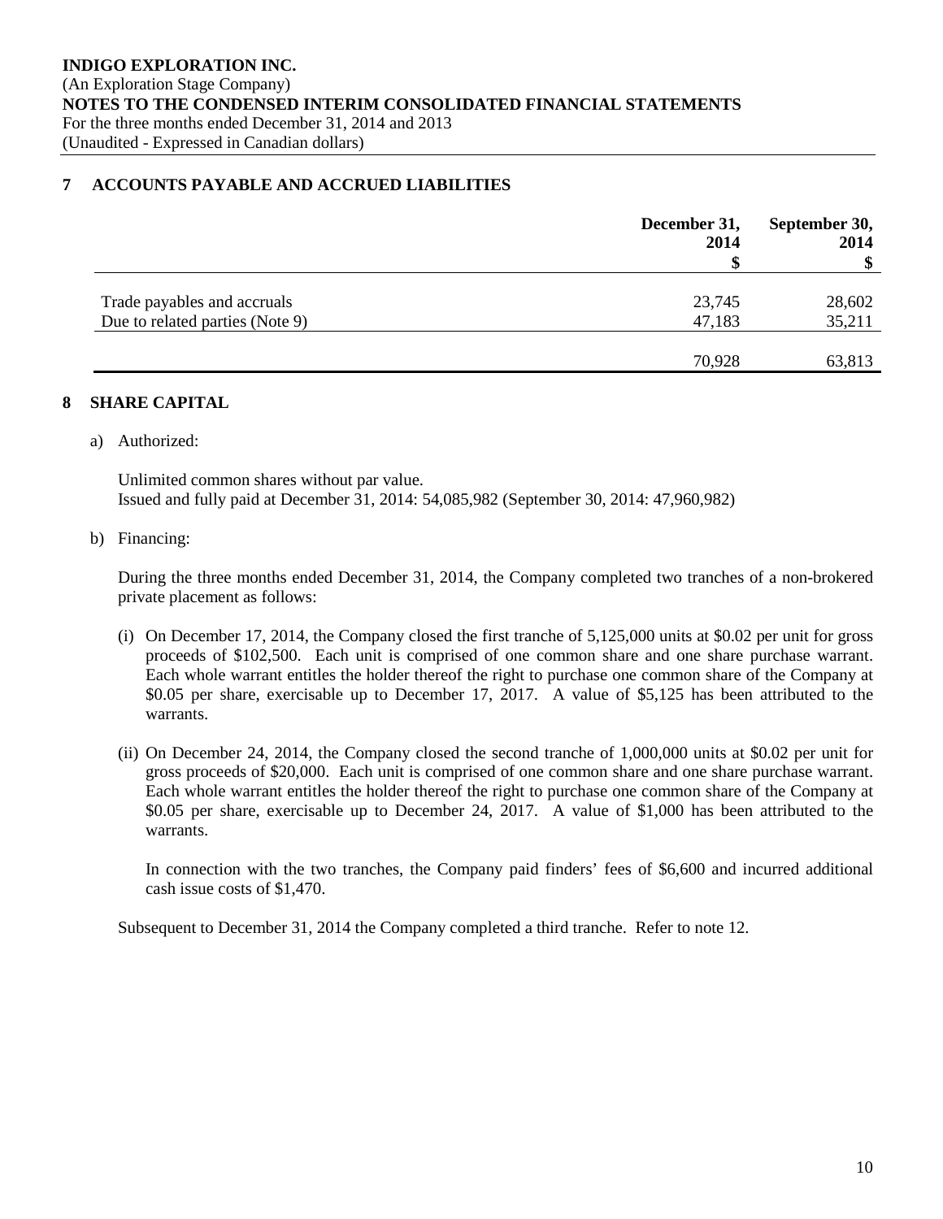## 7 ACCOUNTS PAYABLE AND ACCRUED LIABILITIES

| | December 31, 2014 $ | September 30, 2014 $ |
|---|---|---|
| Trade payables and accruals | 23,745 | 28,602 |
| Due to related parties (Note 9) | 47,183 | 35,211 |
| | 70,928 | 63,813 |

## 8 SHARE CAPITAL

a) Authorized:

Unlimited common shares without par value.
Issued and fully paid at December 31, 2014: 54,085,982 (September 30, 2014: 47,960,982)

b) Financing:

During the three months ended December 31, 2014, the Company completed two tranches of a non-brokered private placement as follows:

(i) On December 17, 2014, the Company closed the first tranche of 5,125,000 units at $0.02 per unit for gross proceeds of $102,500. Each unit is comprised of one common share and one share purchase warrant. Each whole warrant entitles the holder thereof the right to purchase one common share of the Company at $0.05 per share, exercisable up to December 17, 2017. A value of $5,125 has been attributed to the warrants.

(ii) On December 24, 2014, the Company closed the second tranche of 1,000,000 units at $0.02 per unit for gross proceeds of $20,000. Each unit is comprised of one common share and one share purchase warrant. Each whole warrant entitles the holder thereof the right to purchase one common share of the Company at $0.05 per share, exercisable up to December 24, 2017. A value of $1,000 has been attributed to the warrants.

In connection with the two tranches, the Company paid finders' fees of $6,600 and incurred additional cash issue costs of $1,470.

Subsequent to December 31, 2014 the Company completed a third tranche. Refer to note 12.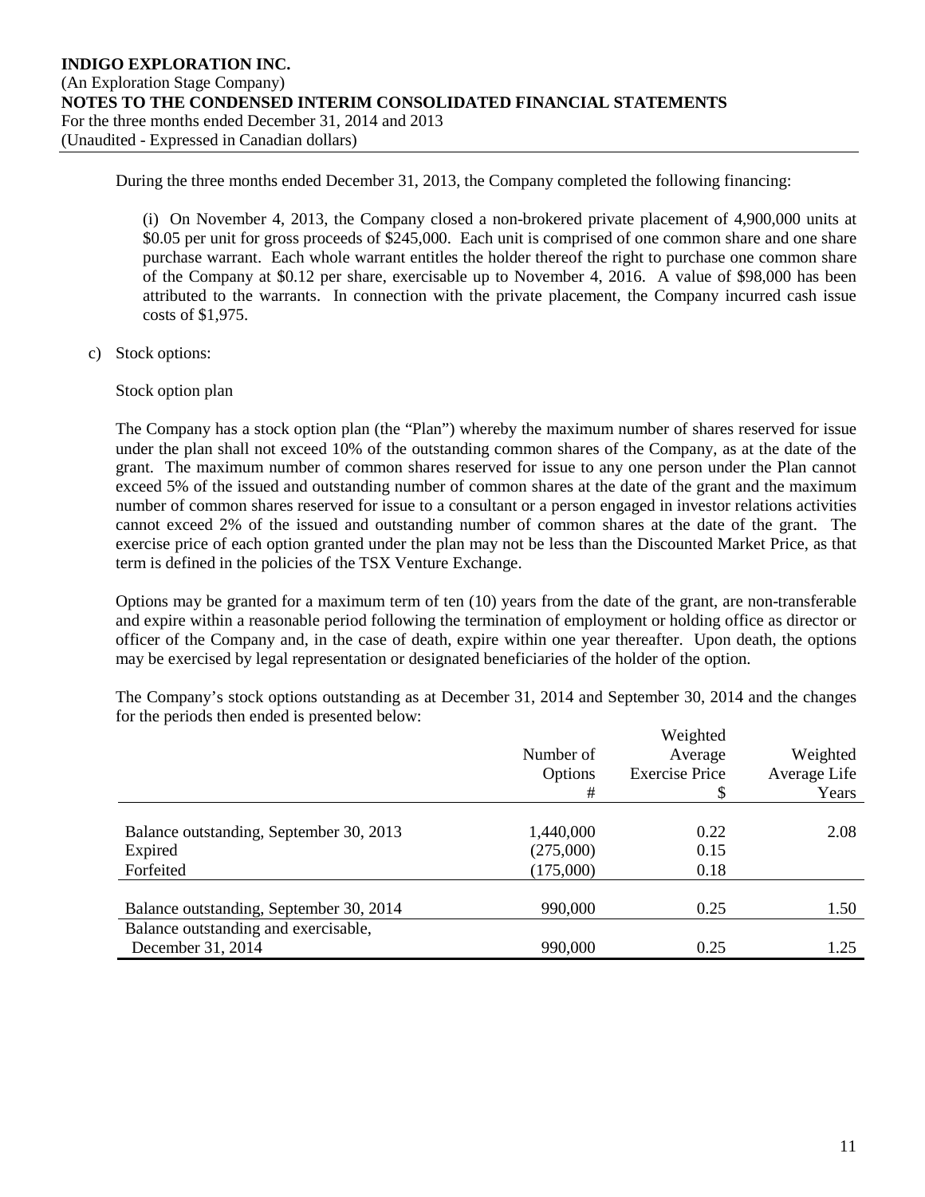During the three months ended December 31, 2013, the Company completed the following financing:

(i) On November 4, 2013, the Company closed a non-brokered private placement of 4,900,000 units at \$0.05 per unit for gross proceeds of \$245,000. Each unit is comprised of one common share and one share purchase warrant. Each whole warrant entitles the holder thereof the right to purchase one common share of the Company at \$0.12 per share, exercisable up to November 4, 2016. A value of \$98,000 has been attributed to the warrants. In connection with the private placement, the Company incurred cash issue costs of \$1,975.

c) Stock options:

Stock option plan

The Company has a stock option plan (the "Plan") whereby the maximum number of shares reserved for issue under the plan shall not exceed 10% of the outstanding common shares of the Company, as at the date of the grant. The maximum number of common shares reserved for issue to any one person under the Plan cannot exceed 5% of the issued and outstanding number of common shares at the date of the grant and the maximum number of common shares reserved for issue to a consultant or a person engaged in investor relations activities cannot exceed 2% of the issued and outstanding number of common shares at the date of the grant. The exercise price of each option granted under the plan may not be less than the Discounted Market Price, as that term is defined in the policies of the TSX Venture Exchange.

Options may be granted for a maximum term of ten (10) years from the date of the grant, are non-transferable and expire within a reasonable period following the termination of employment or holding office as director or officer of the Company and, in the case of death, expire within one year thereafter. Upon death, the options may be exercised by legal representation or designated beneficiaries of the holder of the option.

The Company's stock options outstanding as at December 31, 2014 and September 30, 2014 and the changes for the periods then ended is presented below:

| | Number of Options # | Weighted Average Exercise Price \$ | Weighted Average Life Years |
|---|---|---|---|
| Balance outstanding, September 30, 2013 | 1,440,000 | 0.22 | 2.08 |
| Expired | (275,000) | 0.15 | |
| Forfeited | (175,000) | 0.18 | |
| Balance outstanding, September 30, 2014 | 990,000 | 0.25 | 1.50 |
| Balance outstanding and exercisable, December 31, 2014 | 990,000 | 0.25 | 1.25 |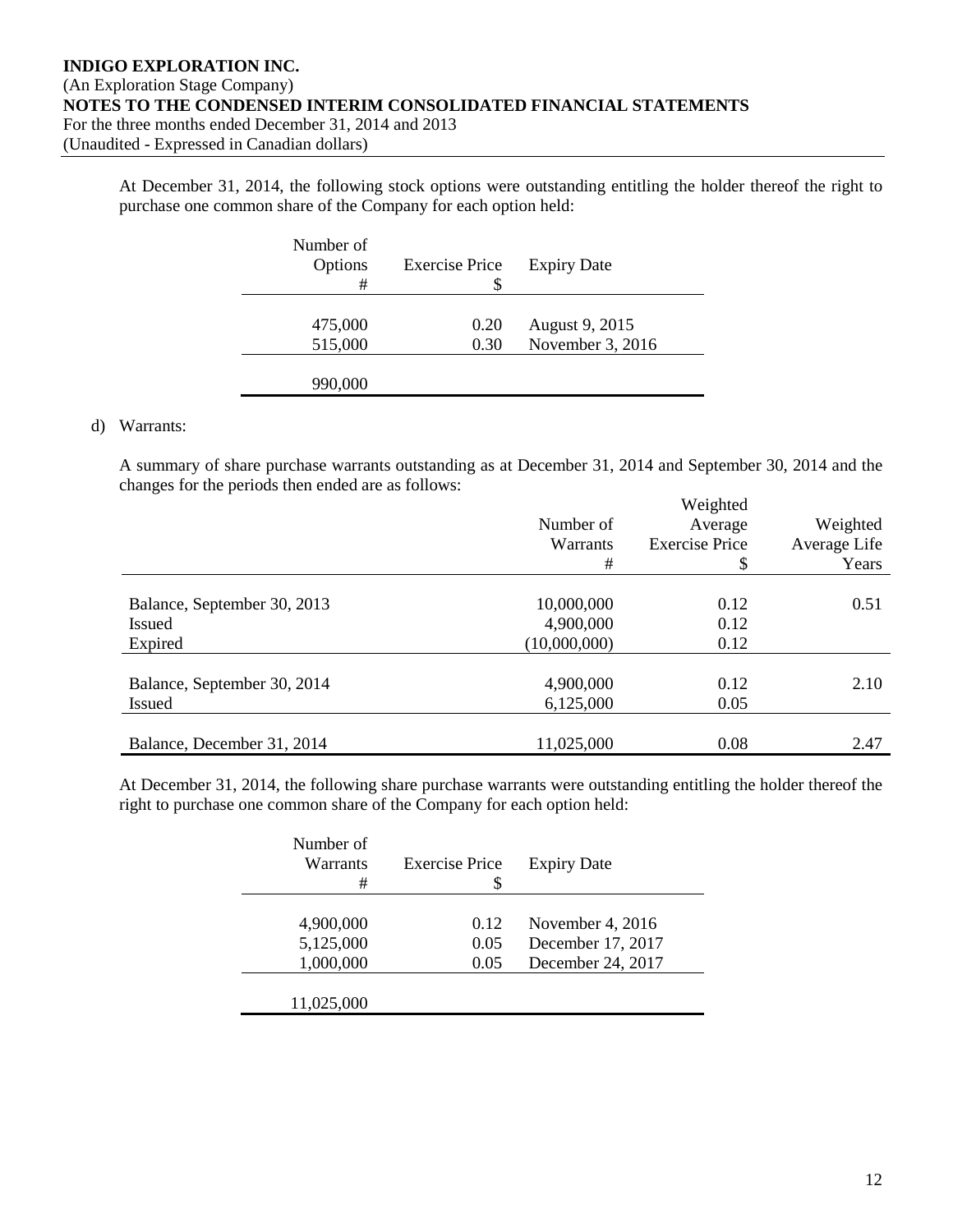At December 31, 2014, the following stock options were outstanding entitling the holder thereof the right to purchase one common share of the Company for each option held:

| Number of Options # | Exercise Price $ | Expiry Date |
|---|---|---|
| 475,000 | 0.20 | August 9, 2015 |
| 515,000 | 0.30 | November 3, 2016 |
| 990,000 | | |

d) Warrants:

A summary of share purchase warrants outstanding as at December 31, 2014 and September 30, 2014 and the changes for the periods then ended are as follows:

| | Number of Warrants # | Weighted Average Exercise Price $ | Weighted Average Life Years |
|---|---|---|---|
| Balance, September 30, 2013 | 10,000,000 | 0.12 | 0.51 |
| Issued | 4,900,000 | 0.12 | |
| Expired | (10,000,000) | 0.12 | |
| Balance, September 30, 2014 | 4,900,000 | 0.12 | 2.10 |
| Issued | 6,125,000 | 0.05 | |
| Balance, December 31, 2014 | 11,025,000 | 0.08 | 2.47 |

At December 31, 2014, the following share purchase warrants were outstanding entitling the holder thereof the right to purchase one common share of the Company for each option held:

| Number of Warrants # | Exercise Price $ | Expiry Date |
|---|---|---|
| 4,900,000 | 0.12 | November 4, 2016 |
| 5,125,000 | 0.05 | December 17, 2017 |
| 1,000,000 | 0.05 | December 24, 2017 |
| 11,025,000 | | |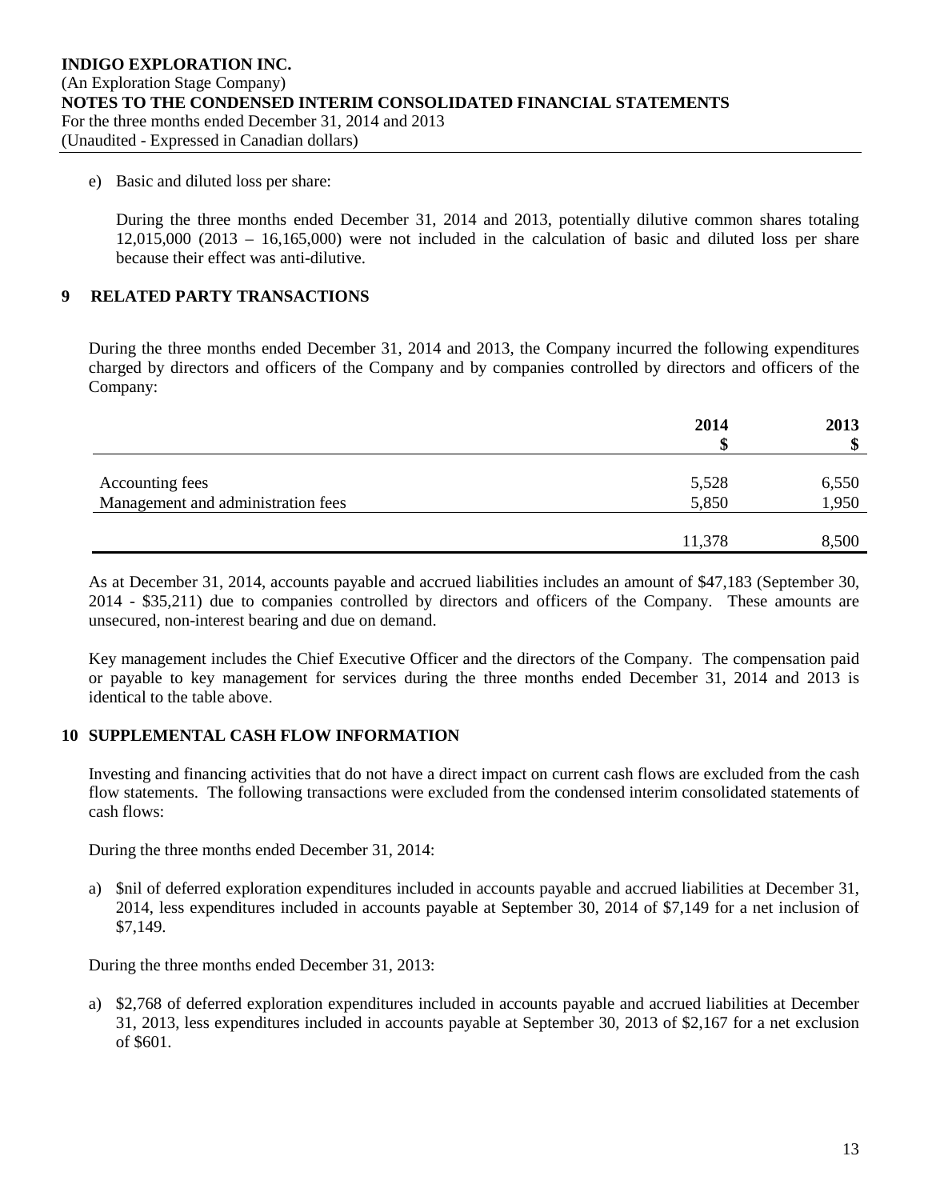e) Basic and diluted loss per share:

During the three months ended December 31, 2014 and 2013, potentially dilutive common shares totaling 12,015,000 (2013 – 16,165,000) were not included in the calculation of basic and diluted loss per share because their effect was anti-dilutive.

## 9 RELATED PARTY TRANSACTIONS

During the three months ended December 31, 2014 and 2013, the Company incurred the following expenditures charged by directors and officers of the Company and by companies controlled by directors and officers of the Company:

| | 2014 $ | 2013 $ |
|---|---|---|
| Accounting fees | 5,528 | 6,550 |
| Management and administration fees | 5,850 | 1,950 |
| | 11,378 | 8,500 |

As at December 31, 2014, accounts payable and accrued liabilities includes an amount of $47,183 (September 30, 2014 - $35,211) due to companies controlled by directors and officers of the Company. These amounts are unsecured, non-interest bearing and due on demand.

Key management includes the Chief Executive Officer and the directors of the Company. The compensation paid or payable to key management for services during the three months ended December 31, 2014 and 2013 is identical to the table above.

## 10 SUPPLEMENTAL CASH FLOW INFORMATION

Investing and financing activities that do not have a direct impact on current cash flows are excluded from the cash flow statements. The following transactions were excluded from the condensed interim consolidated statements of cash flows:

During the three months ended December 31, 2014:

a) $nil of deferred exploration expenditures included in accounts payable and accrued liabilities at December 31, 2014, less expenditures included in accounts payable at September 30, 2014 of $7,149 for a net inclusion of $7,149.

During the three months ended December 31, 2013:

a) $2,768 of deferred exploration expenditures included in accounts payable and accrued liabilities at December 31, 2013, less expenditures included in accounts payable at September 30, 2013 of $2,167 for a net exclusion of $601.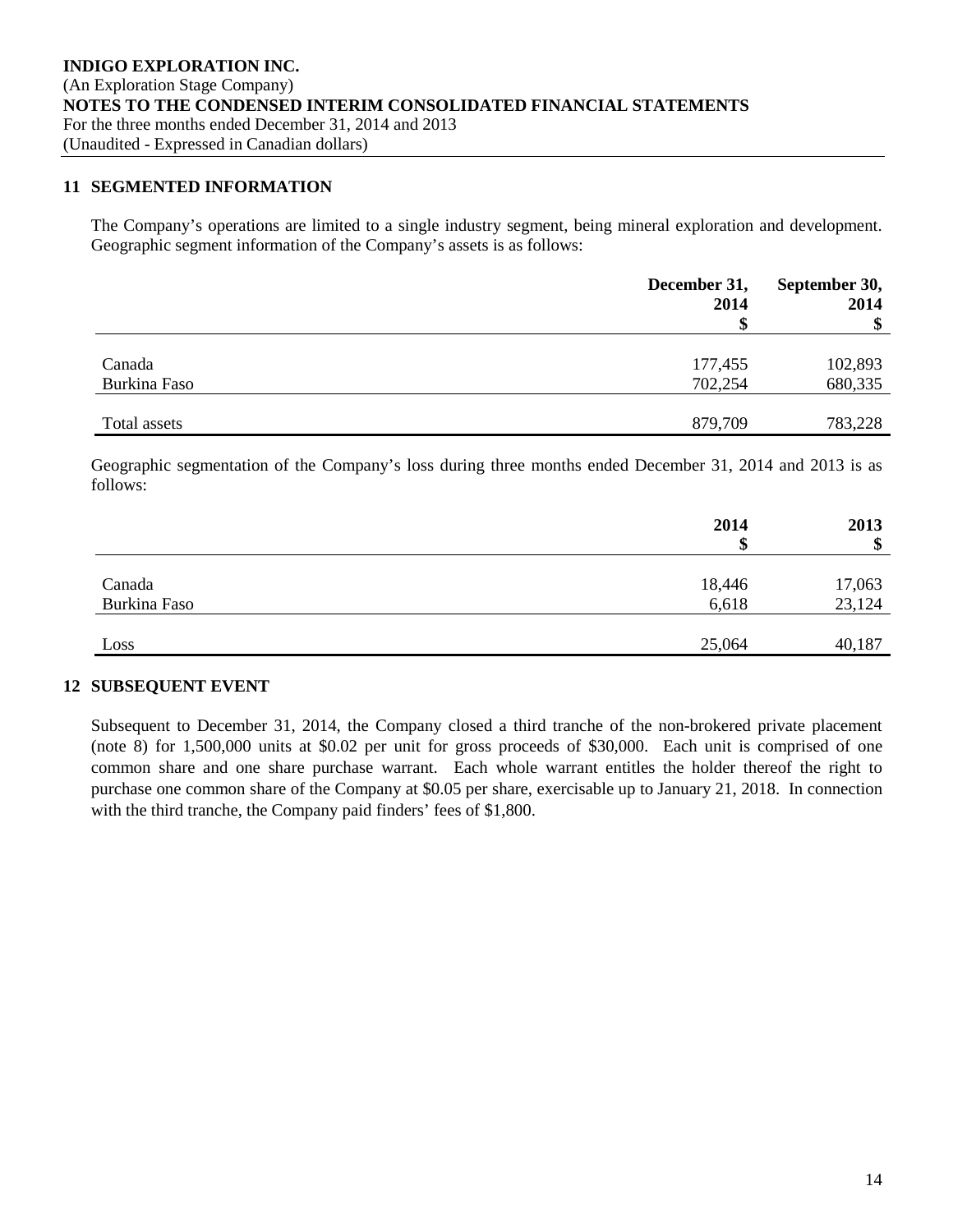**INDIGO EXPLORATION INC.**
(An Exploration Stage Company)
**NOTES TO THE CONDENSED INTERIM CONSOLIDATED FINANCIAL STATEMENTS**
For the three months ended December 31, 2014 and 2013
(Unaudited - Expressed in Canadian dollars)

## 11 SEGMENTED INFORMATION

The Company's operations are limited to a single industry segment, being mineral exploration and development. Geographic segment information of the Company's assets is as follows:

| | December 31, 2014 $ | September 30, 2014 $ |
|---|---|---|
| Canada | 177,455 | 102,893 |
| Burkina Faso | 702,254 | 680,335 |
| Total assets | 879,709 | 783,228 |

Geographic segmentation of the Company's loss during three months ended December 31, 2014 and 2013 is as follows:

| | 2014 $ | 2013 $ |
|---|---|---|
| Canada | 18,446 | 17,063 |
| Burkina Faso | 6,618 | 23,124 |
| Loss | 25,064 | 40,187 |

## 12 SUBSEQUENT EVENT

Subsequent to December 31, 2014, the Company closed a third tranche of the non-brokered private placement (note 8) for 1,500,000 units at $0.02 per unit for gross proceeds of $30,000. Each unit is comprised of one common share and one share purchase warrant. Each whole warrant entitles the holder thereof the right to purchase one common share of the Company at $0.05 per share, exercisable up to January 21, 2018. In connection with the third tranche, the Company paid finders' fees of $1,800.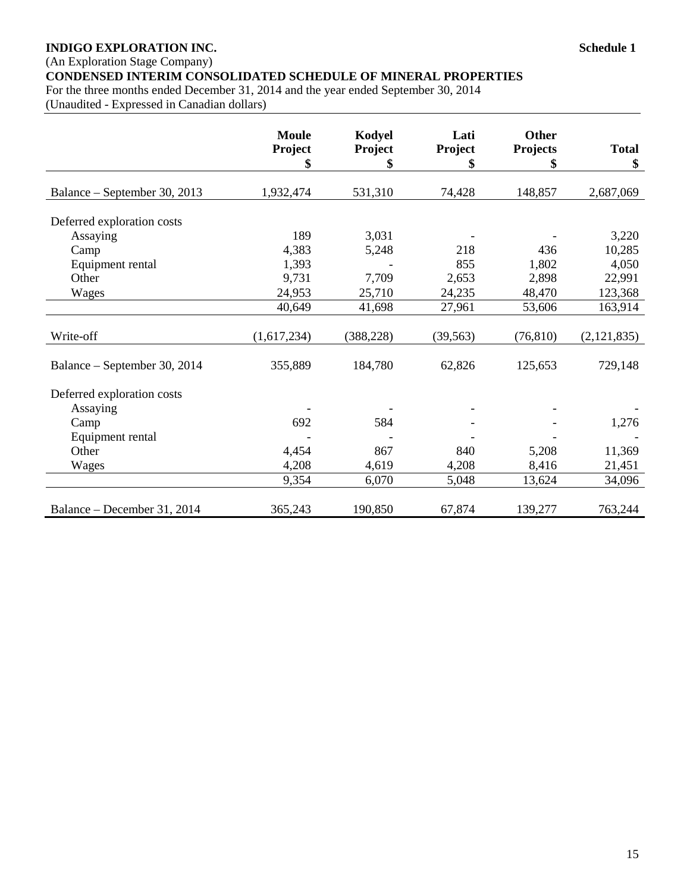**INDIGO EXPLORATION INC.** **Schedule 1**

(An Exploration Stage Company)

**CONDENSED INTERIM CONSOLIDATED SCHEDULE OF MINERAL PROPERTIES**

For the three months ended December 31, 2014 and the year ended September 30, 2014

(Unaudited - Expressed in Canadian dollars)

| | Moule Project $ | Kodyel Project $ | Lati Project $ | Other Projects $ | Total $ |
|---|---|---|---|---|---|
| Balance – September 30, 2013 | 1,932,474 | 531,310 | 74,428 | 148,857 | 2,687,069 |
| Deferred exploration costs | | | | | |
| Assaying | 189 | 3,031 | - | - | 3,220 |
| Camp | 4,383 | 5,248 | 218 | 436 | 10,285 |
| Equipment rental | 1,393 | - | 855 | 1,802 | 4,050 |
| Other | 9,731 | 7,709 | 2,653 | 2,898 | 22,991 |
| Wages | 24,953 | 25,710 | 24,235 | 48,470 | 123,368 |
| | 40,649 | 41,698 | 27,961 | 53,606 | 163,914 |
| Write-off | (1,617,234) | (388,228) | (39,563) | (76,810) | (2,121,835) |
| Balance – September 30, 2014 | 355,889 | 184,780 | 62,826 | 125,653 | 729,148 |
| Deferred exploration costs | | | | | |
| Assaying | - | - | - | - | - |
| Camp | 692 | 584 | - | - | 1,276 |
| Equipment rental | - | - | - | - | - |
| Other | 4,454 | 867 | 840 | 5,208 | 11,369 |
| Wages | 4,208 | 4,619 | 4,208 | 8,416 | 21,451 |
| | 9,354 | 6,070 | 5,048 | 13,624 | 34,096 |
| Balance – December 31, 2014 | 365,243 | 190,850 | 67,874 | 139,277 | 763,244 |